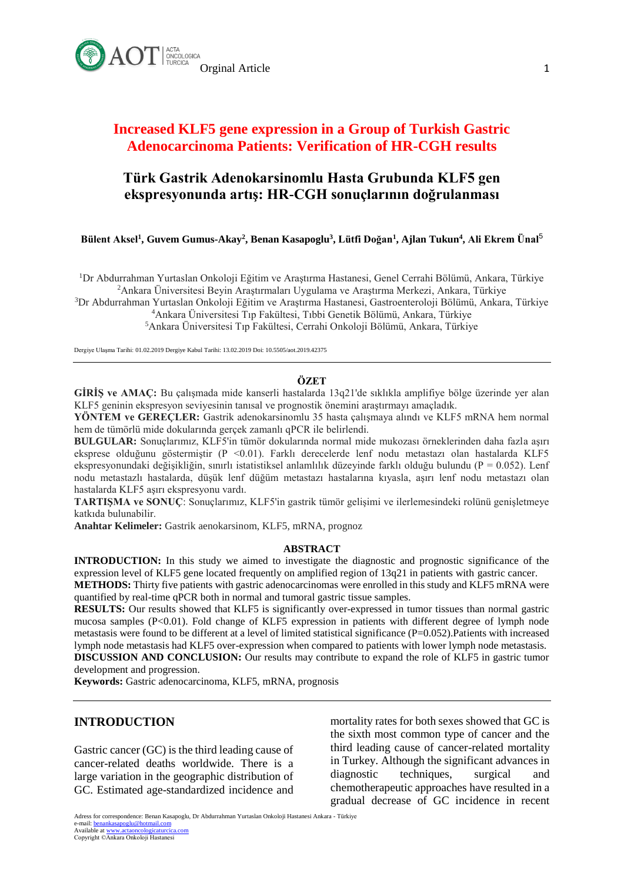Orginal Article

# Increased KLF5 gene expression in a Group of Turkish Gastric Adenocarcinoma Patients: Verification of HR-CGH results

# Türk Gastrik Adenokarsinomlu Hasta Grubunda KLF5 gen ekspresyonunda artış: HR-CGH sonuçlarının doğrulanması

**Bülent Aksel[1], Guvem Gumus-Akay[2], Benan Kasapoglu[3], Lütfi Doğan[1], Ajlan Tukun[4], Ali Ekrem Ünal[5]**

[1]Dr Abdurrahman Yurtaslan Onkoloji Eğitim ve Araştırma Hastanesi, Genel Cerrahi Bölümü, Ankara, Türkiye
[2]Ankara Üniversitesi Beyin Araştırmaları Uygulama ve Araştırma Merkezi, Ankara, Türkiye
[3]Dr Abdurrahman Yurtaslan Onkoloji Eğitim ve Araştırma Hastanesi, Gastroenteroloji Bölümü, Ankara, Türkiye
[4]Ankara Üniversitesi Tıp Fakültesi, Tıbbi Genetik Bölümü, Ankara, Türkiye
[5]Ankara Üniversitesi Tıp Fakültesi, Cerrahi Onkoloji Bölümü, Ankara, Türkiye

Dergiye Ulaşma Tarihi: 01.02.2019 Dergiye Kabul Tarihi: 13.02.2019 Doi: 10.5505/aot.2019.42375

## ÖZET

**GİRİŞ ve AMAÇ:** Bu çalışmada mide kanserli hastalarda 13q21'de sıklıkla amplifiye bölge üzerinde yer alan KLF5 geninin ekspresyon seviyesinin tanısal ve prognostik önemini araştırmayı amaçladık.
**YÖNTEM ve GEREÇLER:** Gastrik adenokarsinomlu 35 hasta çalışmaya alındı ve KLF5 mRNA hem normal hem de tümörlü mide dokularında gerçek zamanlı qPCR ile belirlendi.
**BULGULAR:** Sonuçlarımız, KLF5'in tümör dokularında normal mide mukozası örneklerinden daha fazla aşırı eksprese olduğunu göstermiştir (P <0.01). Farklı derecelerde lenf nodu metastazı olan hastalarda KLF5 ekspresyonundaki değişikliğin, sınırlı istatistiksel anlamlılık düzeyinde farklı olduğu bulundu (P = 0.052). Lenf nodu metastazlı hastalarda, düşük lenf düğüm metastazı hastalarına kıyasla, aşırı lenf nodu metastazı olan hastalarda KLF5 aşırı ekspresyonu vardı.
**TARTIŞMA ve SONUÇ**: Sonuçlarımız, KLF5'in gastrik tümör gelişimi ve ilerlemesindeki rolünü genişletmeye katkıda bulunabilir.
**Anahtar Kelimeler:** Gastrik aenokarsinom, KLF5, mRNA, prognoz

## ABSTRACT

**INTRODUCTION:** In this study we aimed to investigate the diagnostic and prognostic significance of the expression level of KLF5 gene located frequently on amplified region of 13q21 in patients with gastric cancer.
**METHODS:** Thirty five patients with gastric adenocarcinomas were enrolled in this study and KLF5 mRNA were quantified by real-time qPCR both in normal and tumoral gastric tissue samples.
**RESULTS:** Our results showed that KLF5 is significantly over-expressed in tumor tissues than normal gastric mucosa samples (P<0.01). Fold change of KLF5 expression in patients with different degree of lymph node metastasis were found to be different at a level of limited statistical significance (P=0.052).Patients with increased lymph node metastasis had KLF5 over-expression when compared to patients with lower lymph node metastasis.
**DISCUSSION AND CONCLUSION:** Our results may contribute to expand the role of KLF5 in gastric tumor development and progression.
**Keywords:** Gastric adenocarcinoma, KLF5, mRNA, prognosis

## INTRODUCTION

Gastric cancer (GC) is the third leading cause of cancer-related deaths worldwide. There is a large variation in the geographic distribution of GC. Estimated age-standardized incidence and mortality rates for both sexes showed that GC is the sixth most common type of cancer and the third leading cause of cancer-related mortality in Turkey. Although the significant advances in diagnostic techniques, surgical and chemotherapeutic approaches have resulted in a gradual decrease of GC incidence in recent

Adress for correspondence: Benan Kasapoglu, Dr Abdurrahman Yurtaslan Onkoloji Hastanesi Ankara - Türkiye
e-mail: benankasapoglu@hotmail.com
Available at www.actaoncologicaturcica.com
Copyright ©Ankara Onkoloji Hastanesi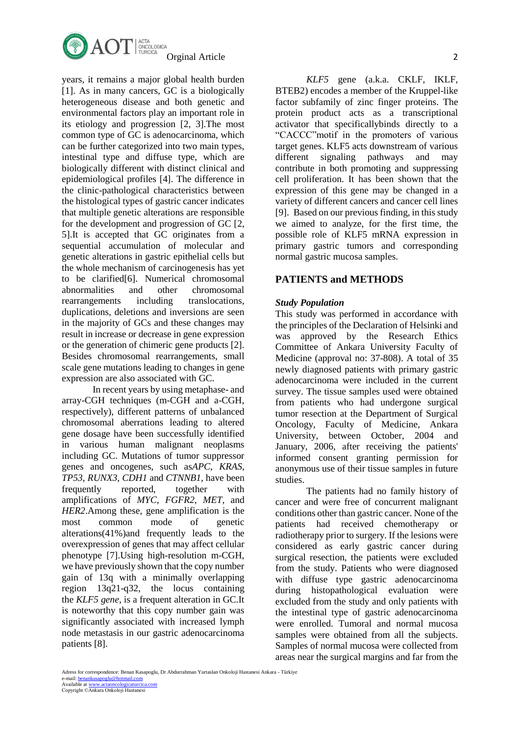years, it remains a major global health burden [1]. As in many cancers, GC is a biologically heterogeneous disease and both genetic and environmental factors play an important role in its etiology and progression [2, 3].The most common type of GC is adenocarcinoma, which can be further categorized into two main types, intestinal type and diffuse type, which are biologically different with distinct clinical and epidemiological profiles [4]. The difference in the clinic-pathological characteristics between the histological types of gastric cancer indicates that multiple genetic alterations are responsible for the development and progression of GC [2, 5].It is accepted that GC originates from a sequential accumulation of molecular and genetic alterations in gastric epithelial cells but the whole mechanism of carcinogenesis has yet to be clarified[6]. Numerical chromosomal abnormalities and other chromosomal rearrangements including translocations, duplications, deletions and inversions are seen in the majority of GCs and these changes may result in increase or decrease in gene expression or the generation of chimeric gene products [2]. Besides chromosomal rearrangements, small scale gene mutations leading to changes in gene expression are also associated with GC.

In recent years by using metaphase- and array-CGH techniques (m-CGH and a-CGH, respectively), different patterns of unbalanced chromosomal aberrations leading to altered gene dosage have been successfully identified in various human malignant neoplasms including GC. Mutations of tumor suppressor genes and oncogenes, such as*APC*, *KRAS*, *TP53*, *RUNX3*, *CDH1* and *CTNNB1*, have been frequently reported, together with amplifications of *MYC*, *FGFR2*, *MET*, and *HER2*.Among these, gene amplification is the most common mode of genetic alterations(41%)and frequently leads to the overexpression of genes that may affect cellular phenotype [7].Using high-resolution m-CGH, we have previously shown that the copy number gain of 13q with a minimally overlapping region 13q21-q32, the locus containing the *KLF5 gene*, is a frequent alteration in GC.It is noteworthy that this copy number gain was significantly associated with increased lymph node metastasis in our gastric adenocarcinoma patients [8].

*KLF5* gene (a.k.a. CKLF, IKLF, BTEB2) encodes a member of the Kruppel-like factor subfamily of zinc finger proteins. The protein product acts as a transcriptional activator that specificallybinds directly to a "CACCC"motif in the promoters of various target genes. KLF5 acts downstream of various different signaling pathways and may contribute in both promoting and suppressing cell proliferation. It has been shown that the expression of this gene may be changed in a variety of different cancers and cancer cell lines [9]. Based on our previous finding, in this study we aimed to analyze, for the first time, the possible role of KLF5 mRNA expression in primary gastric tumors and corresponding normal gastric mucosa samples.

## PATIENTS and METHODS

### *Study Population*

This study was performed in accordance with the principles of the Declaration of Helsinki and was approved by the Research Ethics Committee of Ankara University Faculty of Medicine (approval no: 37-808). A total of 35 newly diagnosed patients with primary gastric adenocarcinoma were included in the current survey. The tissue samples used were obtained from patients who had undergone surgical tumor resection at the Department of Surgical Oncology, Faculty of Medicine, Ankara University, between October, 2004 and January, 2006, after receiving the patients' informed consent granting permission for anonymous use of their tissue samples in future studies.

The patients had no family history of cancer and were free of concurrent malignant conditions other than gastric cancer. None of the patients had received chemotherapy or radiotherapy prior to surgery. If the lesions were considered as early gastric cancer during surgical resection, the patients were excluded from the study. Patients who were diagnosed with diffuse type gastric adenocarcinoma during histopathological evaluation were excluded from the study and only patients with the intestinal type of gastric adenocarcinoma were enrolled. Tumoral and normal mucosa samples were obtained from all the subjects. Samples of normal mucosa were collected from areas near the surgical margins and far from the

Adress for correspondence: Benan Kasapoglu, Dr Abdurrahman Yurtaslan Onkoloji Hastanesi Ankara - Türkiye
e-mail: benankasapoglu@hotmail.com
Available at www.actaoncologicaturcica.com
Copyright ©Ankara Onkoloji Hastanesi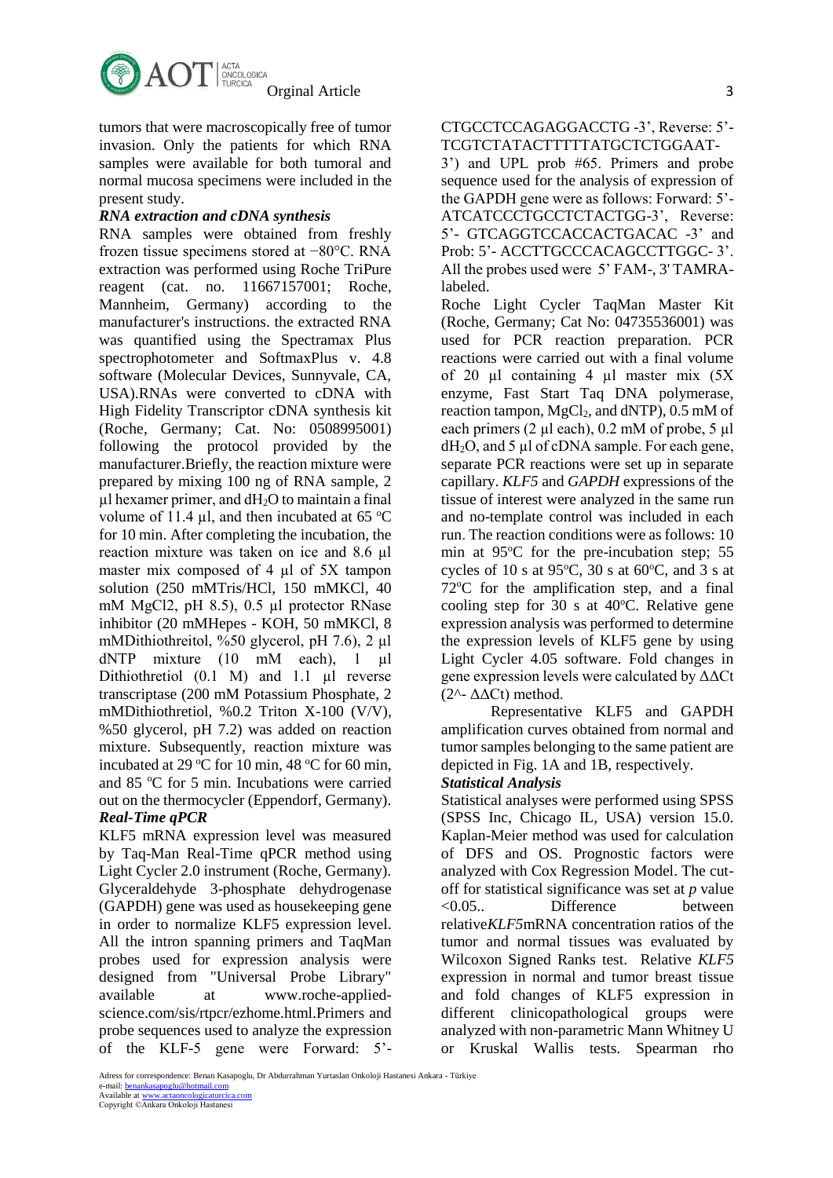tumors that were macroscopically free of tumor invasion. Only the patients for which RNA samples were available for both tumoral and normal mucosa specimens were included in the present study.

***RNA extraction and cDNA synthesis***

RNA samples were obtained from freshly frozen tissue specimens stored at −80°C. RNA extraction was performed using Roche TriPure reagent (cat. no. 11667157001; Roche, Mannheim, Germany) according to the manufacturer's instructions. the extracted RNA was quantified using the Spectramax Plus spectrophotometer and SoftmaxPlus v. 4.8 software (Molecular Devices, Sunnyvale, CA, USA).RNAs were converted to cDNA with High Fidelity Transcriptor cDNA synthesis kit (Roche, Germany; Cat. No: 0508995001) following the protocol provided by the manufacturer.Briefly, the reaction mixture were prepared by mixing 100 ng of RNA sample, 2 µl hexamer primer, and $dH_2O$ to maintain a final volume of 11.4 µl, and then incubated at 65 $^{o}$C for 10 min. After completing the incubation, the reaction mixture was taken on ice and 8.6 µl master mix composed of 4 µl of 5X tampon solution (250 mMTris/HCl, 150 mMKCl, 40 mM MgCl2, pH 8.5), 0.5 µl protector RNase inhibitor (20 mMHepes - KOH, 50 mMKCl, 8 mMDithiothreitol, %50 glycerol, pH 7.6), 2 µl dNTP mixture (10 mM each), 1 µl Dithiothretiol (0.1 M) and 1.1 µl reverse transcriptase (200 mM Potassium Phosphate, 2 mMDithiothretiol, %0.2 Triton X-100 (V/V), %50 glycerol, pH 7.2) was added on reaction mixture. Subsequently, reaction mixture was incubated at 29 $^{o}$C for 10 min, 48 $^{o}$C for 60 min, and 85 $^{o}$C for 5 min. Incubations were carried out on the thermocycler (Eppendorf, Germany).

***Real-Time qPCR***

KLF5 mRNA expression level was measured by Taq-Man Real-Time qPCR method using Light Cycler 2.0 instrument (Roche, Germany). Glyceraldehyde 3-phosphate dehydrogenase (GAPDH) gene was used as housekeeping gene in order to normalize KLF5 expression level. All the intron spanning primers and TaqMan probes used for expression analysis were designed from "Universal Probe Library" available at www.roche-applied-science.com/sis/rtpcr/ezhome.html.Primers and probe sequences used to analyze the expression of the KLF-5 gene were Forward: 5'-CTGCCTCCAGAGGACCTG -3', Reverse: 5'-TCGTCTATACTTTTTATGCTCTGGAAT-3') and UPL prob #65. Primers and probe sequence used for the analysis of expression of the GAPDH gene were as follows: Forward: 5'-ATCATCCCTGCCTCTACTGG-3', Reverse: 5'- GTCAGGTCCACCACTGACAC -3' and Prob: 5'- ACCTTGCCCACAGCCTTGGC- 3'. All the probes used were 5' FAM-, 3' TAMRA-labeled.

Roche Light Cycler TaqMan Master Kit (Roche, Germany; Cat No: 04735536001) was used for PCR reaction preparation. PCR reactions were carried out with a final volume of 20 µl containing 4 µl master mix (5X enzyme, Fast Start Taq DNA polymerase, reaction tampon, $MgCl_2$, and dNTP), 0.5 mM of each primers (2 µl each), 0.2 mM of probe, 5 µl $dH_2O$, and 5 µl of cDNA sample. For each gene, separate PCR reactions were set up in separate capillary. *KLF5* and *GAPDH* expressions of the tissue of interest were analyzed in the same run and no-template control was included in each run. The reaction conditions were as follows: 10 min at 95$^{o}$C for the pre-incubation step; 55 cycles of 10 s at 95$^{o}$C, 30 s at 60$^{o}$C, and 3 s at 72$^{o}$C for the amplification step, and a final cooling step for 30 s at 40$^{o}$C. Relative gene expression analysis was performed to determine the expression levels of KLF5 gene by using Light Cycler 4.05 software. Fold changes in gene expression levels were calculated by ΔΔCt (2^- ΔΔCt) method.

Representative KLF5 and GAPDH amplification curves obtained from normal and tumor samples belonging to the same patient are depicted in Fig. 1A and 1B, respectively.

***Statistical Analysis***

Statistical analyses were performed using SPSS (SPSS Inc, Chicago IL, USA) version 15.0. Kaplan-Meier method was used for calculation of DFS and OS. Prognostic factors were analyzed with Cox Regression Model. The cut-off for statistical significance was set at *p* value <0.05.. Difference between relative*KLF5*mRNA concentration ratios of the tumor and normal tissues was evaluated by Wilcoxon Signed Ranks test. Relative *KLF5* expression in normal and tumor breast tissue and fold changes of KLF5 expression in different clinicopathological groups were analyzed with non-parametric Mann Whitney U or Kruskal Wallis tests. Spearman rho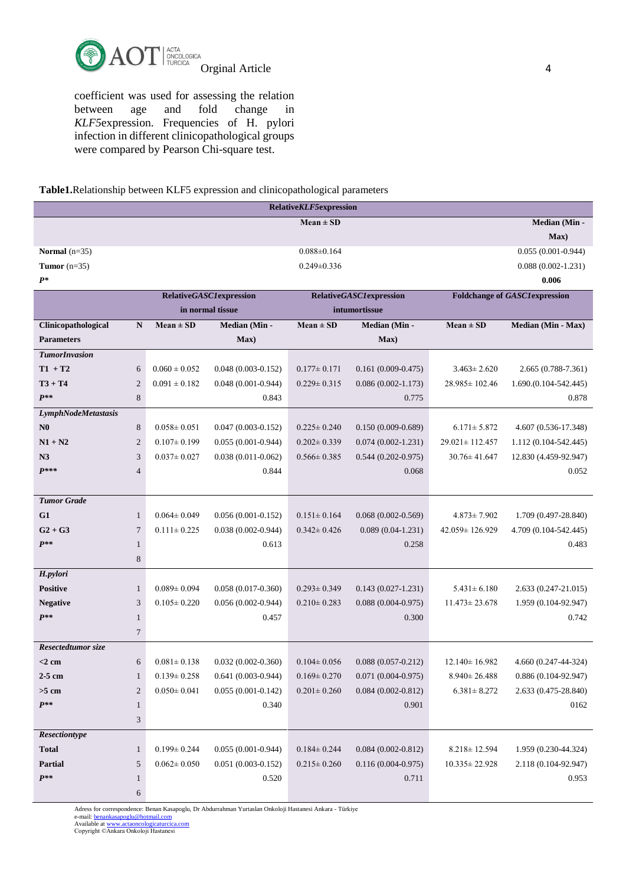coefficient was used for assessing the relation between age and fold change in *KLF5*expression. Frequencies of H. pylori infection in different clinicopathological groups were compared by Pearson Chi-square test.

**Table1.**Relationship between KLF5 expression and clinicopathological parameters

| | Relative*KLF5*expression | |
|---|---|---|
| | **Mean ± SD** | **Median (Min - Max)** |
| **Normal** (n=35) | 0.088±0.164 | 0.055 (0.001-0.944) |
| **Tumor** (n=35) | 0.249±0.336 | 0.088 (0.002-1.231) |
| ***P**** | | **0.006** |

| | | **Relative*GASC1*expression in normal tissue** | | **Relative*GASC1*expression intumortissue** | | **Foldchange of *GASC1*expression** | |
|---|---|---|---|---|---|---|---|
| **Clinicopathological Parameters** | **N** | **Mean ± SD** | **Median (Min - Max)** | **Mean ± SD** | **Median (Min - Max)** | **Mean ± SD** | **Median (Min - Max)** |
| ***TumorInvasion*** | | | | | | | |
| **T1 + T2** | 6 | 0.060 ± 0.052 | 0.048 (0.003-0.152) | 0.177± 0.171 | 0.161 (0.009-0.475) | 3.463± 2.620 | 2.665 (0.788-7.361) |
| **T3 + T4** | 2 | 0.091 ± 0.182 | 0.048 (0.001-0.944) | 0.229± 0.315 | 0.086 (0.002-1.173) | 28.985± 102.46 | 1.690.(0.104-542.445) |
| ***P**** | 8 | | 0.843 | | 0.775 | | 0.878 |
| ***LymphNodeMetastasis*** | | | | | | | |
| **N0** | 8 | 0.058± 0.051 | 0.047 (0.003-0.152) | 0.225± 0.240 | 0.150 (0.009-0.689) | 6.171± 5.872 | 4.607 (0.536-17.348) |
| **N1 + N2** | 2 | 0.107± 0.199 | 0.055 (0.001-0.944) | 0.202± 0.339 | 0.074 (0.002-1.231) | 29.021± 112.457 | 1.112 (0.104-542.445) |
| **N3** | 3 | 0.037± 0.027 | 0.038 (0.011-0.062) | 0.566± 0.385 | 0.544 (0.202-0.975) | 30.76± 41.647 | 12.830 (4.459-92.947) |
| ***P****** | 4 | | 0.844 | | 0.068 | | 0.052 |
| ***Tumor Grade*** | | | | | | | |
| **G1** | 1 | 0.064± 0.049 | 0.056 (0.001-0.152) | 0.151± 0.164 | 0.068 (0.002-0.569) | 4.873± 7.902 | 1.709 (0.497-28.840) |
| **G2 + G3** | 7 | 0.111± 0.225 | 0.038 (0.002-0.944) | 0.342± 0.426 | 0.089 (0.04-1.231) | 42.059± 126.929 | 4.709 (0.104-542.445) |
| ***P**** | 1 | | 0.613 | | 0.258 | | 0.483 |
| | 8 | | | | | | |
| ***H.pylori*** | | | | | | | |
| **Positive** | 1 | 0.089± 0.094 | 0.058 (0.017-0.360) | 0.293± 0.349 | 0.143 (0.027-1.231) | 5.431± 6.180 | 2.633 (0.247-21.015) |
| **Negative** | 3 | 0.105± 0.220 | 0.056 (0.002-0.944) | 0.210± 0.283 | 0.088 (0.004-0.975) | 11.473± 23.678 | 1.959 (0.104-92.947) |
| ***P**** | 1 | | 0.457 | | 0.300 | | 0.742 |
| | 7 | | | | | | |
| ***Resectedtumor size*** | | | | | | | |
| **<2 cm** | 6 | 0.081± 0.138 | 0.032 (0.002-0.360) | 0.104± 0.056 | 0.088 (0.057-0.212) | 12.140± 16.982 | 4.660 (0.247-44-324) |
| **2-5 cm** | 1 | 0.139± 0.258 | 0.641 (0.003-0.944) | 0.169± 0.270 | 0.071 (0.004-0.975) | 8.940± 26.488 | 0.886 (0.104-92.947) |
| **>5 cm** | 2 | 0.050± 0.041 | 0.055 (0.001-0.142) | 0.201± 0.260 | 0.084 (0.002-0.812) | 6.381± 8.272 | 2.633 (0.475-28.840) |
| ***P**** | 1 | | 0.340 | | 0.901 | | 0162 |
| | 3 | | | | | | |
| ***Resectiontype*** | | | | | | | |
| **Total** | 1 | 0.199± 0.244 | 0.055 (0.001-0.944) | 0.184± 0.244 | 0.084 (0.002-0.812) | 8.218± 12.594 | 1.959 (0.230-44.324) |
| **Partial** | 5 | 0.062± 0.050 | 0.051 (0.003-0.152) | 0.215± 0.260 | 0.116 (0.004-0.975) | 10.335± 22.928 | 2.118 (0.104-92.947) |
| ***P**** | 1 | | 0.520 | | 0.711 | | 0.953 |
| | 6 | | | | | | |

Adress for correspondence: Benan Kasapoglu, Dr Abdurrahman Yurtaslan Onkoloji Hastanesi Ankara - Türkiye
e-mail: benankasapoglu@hotmail.com
Available at www.actaoncologicaturcica.com
Copyright ©Ankara Onkoloji Hastanesi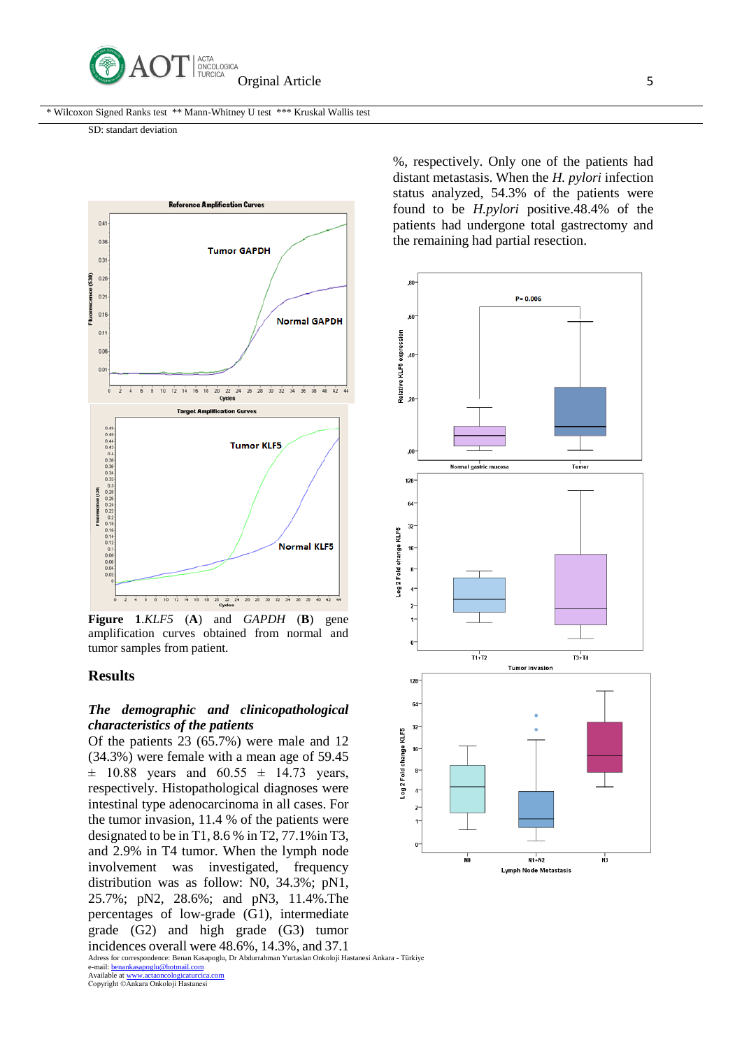* Wilcoxon Signed Ranks test ** Mann-Whitney U test *** Kruskal Wallis test

SD: standart deviation

**Figure 1**.*KLF5* (**A**) and *GAPDH* (**B**) gene amplification curves obtained from normal and tumor samples from patient.

## Results

### *The demographic and clinicopathological characteristics of the patients*

Of the patients 23 (65.7%) were male and 12 (34.3%) were female with a mean age of 59.45 ± 10.88 years and 60.55 ± 14.73 years, respectively. Histopathological diagnoses were intestinal type adenocarcinoma in all cases. For the tumor invasion, 11.4 % of the patients were designated to be in T1, 8.6 % in T2, 77.1%in T3, and 2.9% in T4 tumor. When the lymph node involvement was investigated, frequency distribution was as follow: N0, 34.3%; pN1, 25.7%; pN2, 28.6%; and pN3, 11.4%.The percentages of low-grade (G1), intermediate grade (G2) and high grade (G3) tumor incidences overall were 48.6%, 14.3%, and 37.1 %, respectively. Only one of the patients had distant metastasis. When the *H. pylori* infection status analyzed, 54.3% of the patients were found to be *H.pylori* positive.48.4% of the patients had undergone total gastrectomy and the remaining had partial resection.

Adress for correspondence: Benan Kasapoglu, Dr Abdurrahman Yurtaslan Onkoloji Hastanesi Ankara - Türkiye
e-mail: benankasapoglu@hotmail.com
Available at www.actaoncologicaturcica.com
Copyright ©Ankara Onkoloji Hastanesi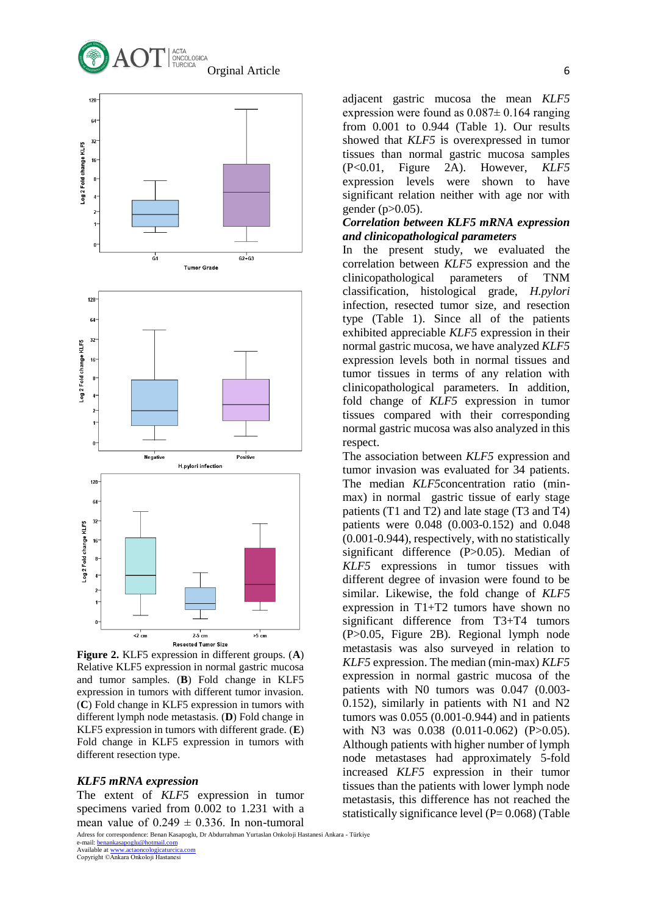**Figure 2.** KLF5 expression in different groups. (**A**) Relative KLF5 expression in normal gastric mucosa and tumor samples. (**B**) Fold change in KLF5 expression in tumors with different tumor invasion. (**C**) Fold change in KLF5 expression in tumors with different lymph node metastasis. (**D**) Fold change in KLF5 expression in tumors with different grade. (**E**) Fold change in KLF5 expression in tumors with different resection type.

### *KLF5 mRNA expression*

The extent of *KLF5* expression in tumor specimens varied from 0.002 to 1.231 with a mean value of 0.249 ± 0.336. In non-tumoral adjacent gastric mucosa the mean *KLF5* expression were found as 0.087± 0.164 ranging from 0.001 to 0.944 (Table 1). Our results showed that *KLF5* is overexpressed in tumor tissues than normal gastric mucosa samples ($P<0.01$, Figure 2A). However, *KLF5* expression levels were shown to have significant relation neither with age nor with gender ($p>0.05$).

### *Correlation between KLF5 mRNA expression and clinicopathological parameters*

In the present study, we evaluated the correlation between *KLF5* expression and the clinicopathological parameters of TNM classification, histological grade, *H.pylori* infection, resected tumor size, and resection type (Table 1). Since all of the patients exhibited appreciable *KLF5* expression in their normal gastric mucosa, we have analyzed *KLF5* expression levels both in normal tissues and tumor tissues in terms of any relation with clinicopathological parameters. In addition, fold change of *KLF5* expression in tumor tissues compared with their corresponding normal gastric mucosa was also analyzed in this respect.

The association between *KLF5* expression and tumor invasion was evaluated for 34 patients. The median *KLF5*concentration ratio (min-max) in normal gastric tissue of early stage patients (T1 and T2) and late stage (T3 and T4) patients were 0.048 (0.003-0.152) and 0.048 (0.001-0.944), respectively, with no statistically significant difference ($P>0.05$). Median of *KLF5* expressions in tumor tissues with different degree of invasion were found to be similar. Likewise, the fold change of *KLF5* expression in T1+T2 tumors have shown no significant difference from T3+T4 tumors ($P>0.05$, Figure 2B). Regional lymph node metastasis was also surveyed in relation to *KLF5* expression. The median (min-max) *KLF5* expression in normal gastric mucosa of the patients with N0 tumors was 0.047 (0.003-0.152), similarly in patients with N1 and N2 tumors was 0.055 (0.001-0.944) and in patients with N3 was 0.038 (0.011-0.062) ($P>0.05$). Although patients with higher number of lymph node metastases had approximately 5-fold increased *KLF5* expression in their tumor tissues than the patients with lower lymph node metastasis, this difference has not reached the statistically significance level ($P= 0.068$) (Table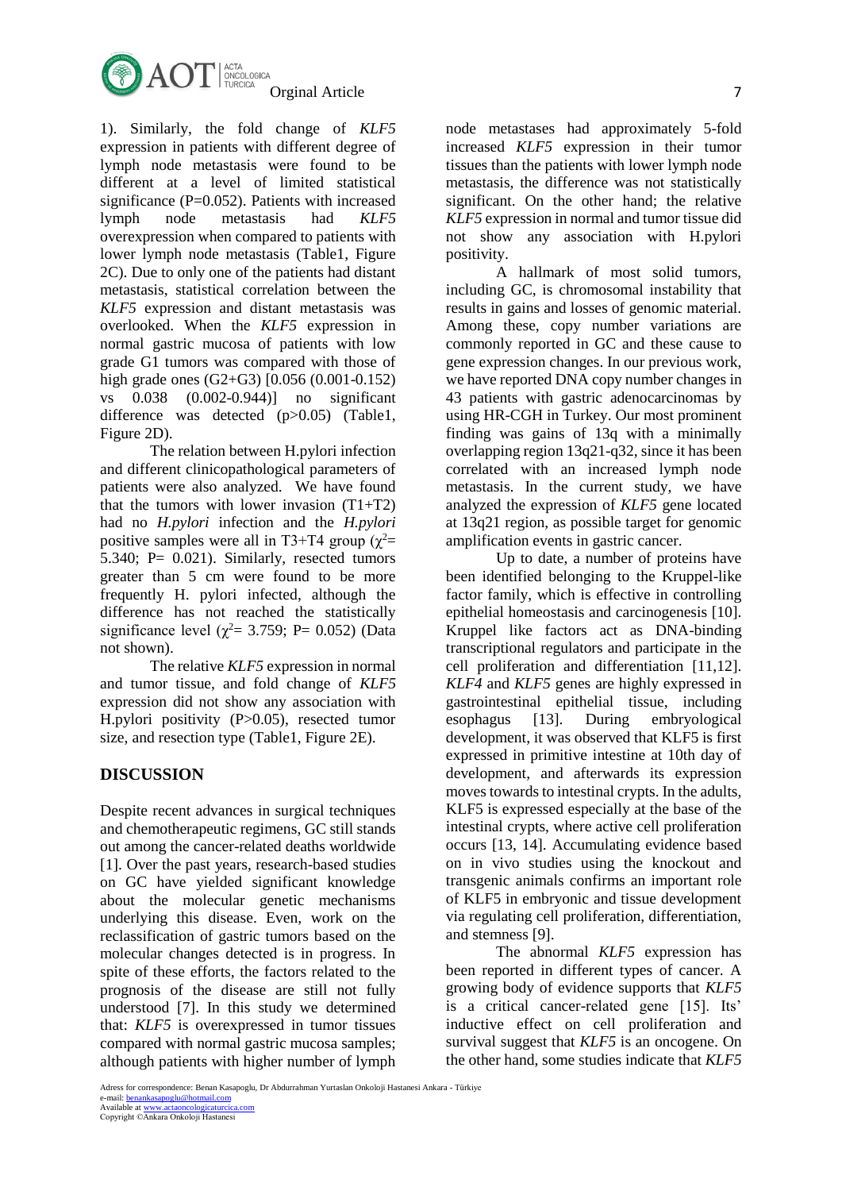1). Similarly, the fold change of *KLF5* expression in patients with different degree of lymph node metastasis were found to be different at a level of limited statistical significance (P=0.052). Patients with increased lymph node metastasis had *KLF5* overexpression when compared to patients with lower lymph node metastasis (Table1, Figure 2C). Due to only one of the patients had distant metastasis, statistical correlation between the *KLF5* expression and distant metastasis was overlooked. When the *KLF5* expression in normal gastric mucosa of patients with low grade G1 tumors was compared with those of high grade ones (G2+G3) [0.056 (0.001-0.152) vs 0.038 (0.002-0.944)] no significant difference was detected (p>0.05) (Table1, Figure 2D).

The relation between H.pylori infection and different clinicopathological parameters of patients were also analyzed. We have found that the tumors with lower invasion (T1+T2) had no *H.pylori* infection and the *H.pylori* positive samples were all in T3+T4 group ($\chi^2$= 5.340; P= 0.021). Similarly, resected tumors greater than 5 cm were found to be more frequently H. pylori infected, although the difference has not reached the statistically significance level ($\chi^2$= 3.759; P= 0.052) (Data not shown).

The relative *KLF5* expression in normal and tumor tissue, and fold change of *KLF5* expression did not show any association with H.pylori positivity (P>0.05), resected tumor size, and resection type (Table1, Figure 2E).

## DISCUSSION

Despite recent advances in surgical techniques and chemotherapeutic regimens, GC still stands out among the cancer-related deaths worldwide [1]. Over the past years, research-based studies on GC have yielded significant knowledge about the molecular genetic mechanisms underlying this disease. Even, work on the reclassification of gastric tumors based on the molecular changes detected is in progress. In spite of these efforts, the factors related to the prognosis of the disease are still not fully understood [7]. In this study we determined that: *KLF5* is overexpressed in tumor tissues compared with normal gastric mucosa samples; although patients with higher number of lymph node metastases had approximately 5-fold increased *KLF5* expression in their tumor tissues than the patients with lower lymph node metastasis, the difference was not statistically significant. On the other hand; the relative *KLF5* expression in normal and tumor tissue did not show any association with H.pylori positivity.

A hallmark of most solid tumors, including GC, is chromosomal instability that results in gains and losses of genomic material. Among these, copy number variations are commonly reported in GC and these cause to gene expression changes. In our previous work, we have reported DNA copy number changes in 43 patients with gastric adenocarcinomas by using HR-CGH in Turkey. Our most prominent finding was gains of 13q with a minimally overlapping region 13q21-q32, since it has been correlated with an increased lymph node metastasis. In the current study, we have analyzed the expression of *KLF5* gene located at 13q21 region, as possible target for genomic amplification events in gastric cancer.

Up to date, a number of proteins have been identified belonging to the Kruppel-like factor family, which is effective in controlling epithelial homeostasis and carcinogenesis [10]. Kruppel like factors act as DNA-binding transcriptional regulators and participate in the cell proliferation and differentiation [11,12]. *KLF4* and *KLF5* genes are highly expressed in gastrointestinal epithelial tissue, including esophagus [13]. During embryological development, it was observed that KLF5 is first expressed in primitive intestine at 10th day of development, and afterwards its expression moves towards to intestinal crypts. In the adults, KLF5 is expressed especially at the base of the intestinal crypts, where active cell proliferation occurs [13, 14]. Accumulating evidence based on in vivo studies using the knockout and transgenic animals confirms an important role of KLF5 in embryonic and tissue development via regulating cell proliferation, differentiation, and stemness [9].

The abnormal *KLF5* expression has been reported in different types of cancer. A growing body of evidence supports that *KLF5* is a critical cancer-related gene [15]. Its' inductive effect on cell proliferation and survival suggest that *KLF5* is an oncogene. On the other hand, some studies indicate that *KLF5*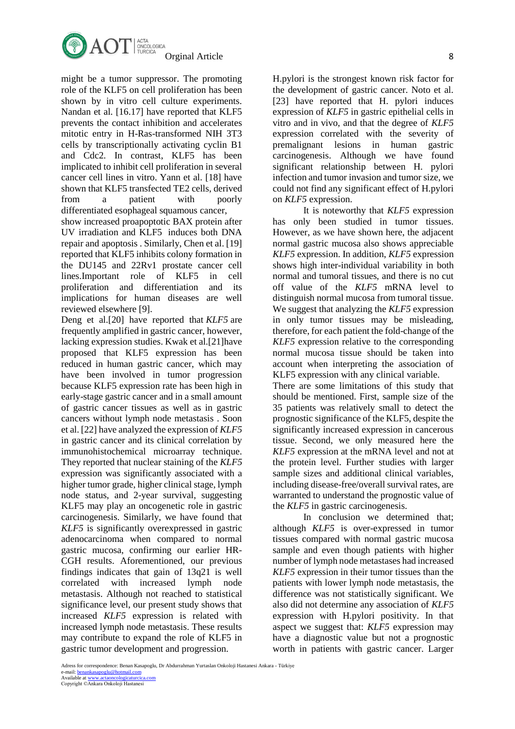might be a tumor suppressor. The promoting role of the KLF5 on cell proliferation has been shown by in vitro cell culture experiments. Nandan et al. [16.17] have reported that KLF5 prevents the contact inhibition and accelerates mitotic entry in H-Ras-transformed NIH 3T3 cells by transcriptionally activating cyclin B1 and Cdc2. In contrast, KLF5 has been implicated to inhibit cell proliferation in several cancer cell lines in vitro. Yann et al. [18] have shown that KLF5 transfected TE2 cells, derived from a patient with poorly differentiated esophageal squamous cancer, show increased proapoptotic BAX protein after UV irradiation and KLF5 induces both DNA repair and apoptosis . Similarly, Chen et al. [19] reported that KLF5 inhibits colony formation in the DU145 and 22Rv1 prostate cancer cell lines.Important role of KLF5 in cell proliferation and differentiation and its implications for human diseases are well reviewed elsewhere [9].

Deng et al.[20] have reported that *KLF5* are frequently amplified in gastric cancer, however, lacking expression studies. Kwak et al.[21]have proposed that KLF5 expression has been reduced in human gastric cancer, which may have been involved in tumor progression because KLF5 expression rate has been high in early-stage gastric cancer and in a small amount of gastric cancer tissues as well as in gastric cancers without lymph node metastasis . Soon et al. [22] have analyzed the expression of *KLF5* in gastric cancer and its clinical correlation by immunohistochemical microarray technique. They reported that nuclear staining of the *KLF5* expression was significantly associated with a higher tumor grade, higher clinical stage, lymph node status, and 2-year survival, suggesting KLF5 may play an oncogenetic role in gastric carcinogenesis. Similarly, we have found that *KLF5* is significantly overexpressed in gastric adenocarcinoma when compared to normal gastric mucosa, confirming our earlier HR-CGH results. Aforementioned, our previous findings indicates that gain of 13q21 is well correlated with increased lymph node metastasis. Although not reached to statistical significance level, our present study shows that increased *KLF5* expression is related with increased lymph node metastasis. These results may contribute to expand the role of KLF5 in gastric tumor development and progression.

H.pylori is the strongest known risk factor for the development of gastric cancer. Noto et al. [23] have reported that H. pylori induces expression of *KLF5* in gastric epithelial cells in vitro and in vivo, and that the degree of *KLF5* expression correlated with the severity of premalignant lesions in human gastric carcinogenesis. Although we have found significant relationship between H. pylori infection and tumor invasion and tumor size, we could not find any significant effect of H.pylori on *KLF5* expression.

It is noteworthy that *KLF5* expression has only been studied in tumor tissues. However, as we have shown here, the adjacent normal gastric mucosa also shows appreciable *KLF5* expression. In addition, *KLF5* expression shows high inter-individual variability in both normal and tumoral tissues, and there is no cut off value of the *KLF5* mRNA level to distinguish normal mucosa from tumoral tissue. We suggest that analyzing the *KLF5* expression in only tumor tissues may be misleading, therefore, for each patient the fold-change of the *KLF5* expression relative to the corresponding normal mucosa tissue should be taken into account when interpreting the association of KLF5 expression with any clinical variable.

There are some limitations of this study that should be mentioned. First, sample size of the 35 patients was relatively small to detect the prognostic significance of the KLF5, despite the significantly increased expression in cancerous tissue. Second, we only measured here the *KLF5* expression at the mRNA level and not at the protein level. Further studies with larger sample sizes and additional clinical variables, including disease-free/overall survival rates, are warranted to understand the prognostic value of the *KLF5* in gastric carcinogenesis.

In conclusion we determined that; although *KLF5* is over-expressed in tumor tissues compared with normal gastric mucosa sample and even though patients with higher number of lymph node metastases had increased *KLF5* expression in their tumor tissues than the patients with lower lymph node metastasis, the difference was not statistically significant. We also did not determine any association of *KLF5* expression with H.pylori positivity. In that aspect we suggest that: *KLF5* expression may have a diagnostic value but not a prognostic worth in patients with gastric cancer. Larger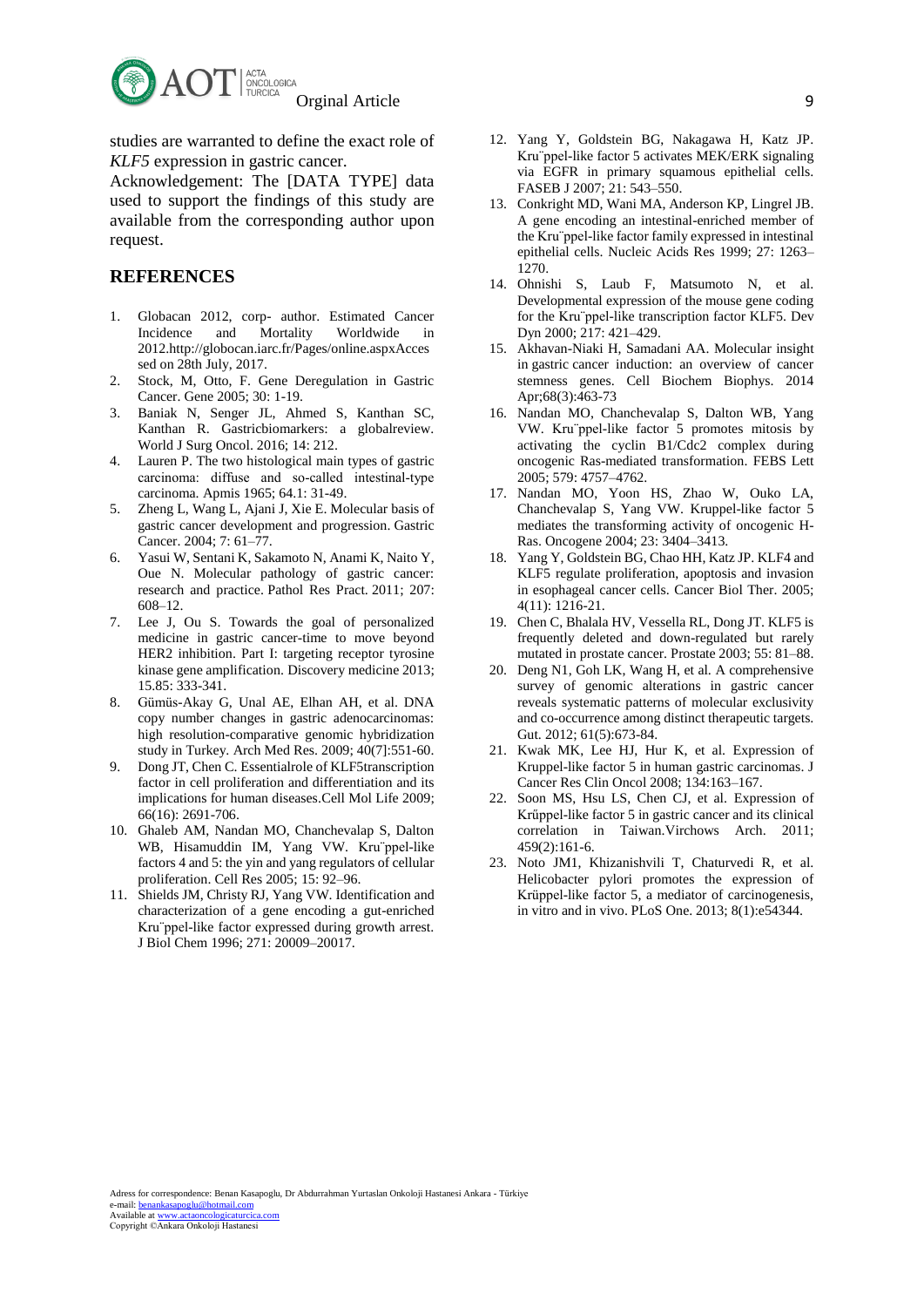studies are warranted to define the exact role of *KLF5* expression in gastric cancer.

Acknowledgement: The [DATA TYPE] data used to support the findings of this study are available from the corresponding author upon request.

## REFERENCES

1. Globacan 2012, corp- author. Estimated Cancer Incidence and Mortality Worldwide in 2012.http://globocan.iarc.fr/Pages/online.aspxAccessed on 28th July, 2017.
2. Stock, M, Otto, F. Gene Deregulation in Gastric Cancer. Gene 2005; 30: 1-19.
3. Baniak N, Senger JL, Ahmed S, Kanthan SC, Kanthan R. Gastricbiomarkers: a globalreview. World J Surg Oncol. 2016; 14: 212.
4. Lauren P. The two histological main types of gastric carcinoma: diffuse and so-called intestinal-type carcinoma. Apmis 1965; 64.1: 31-49.
5. Zheng L, Wang L, Ajani J, Xie E. Molecular basis of gastric cancer development and progression. Gastric Cancer. 2004; 7: 61–77.
6. Yasui W, Sentani K, Sakamoto N, Anami K, Naito Y, Oue N. Molecular pathology of gastric cancer: research and practice. Pathol Res Pract. 2011; 207: 608–12.
7. Lee J, Ou S. Towards the goal of personalized medicine in gastric cancer-time to move beyond HER2 inhibition. Part I: targeting receptor tyrosine kinase gene amplification. Discovery medicine 2013; 15.85: 333-341.
8. Gümüs-Akay G, Unal AE, Elhan AH, et al. DNA copy number changes in gastric adenocarcinomas: high resolution-comparative genomic hybridization study in Turkey. Arch Med Res. 2009; 40(7]:551-60.
9. Dong JT, Chen C. Essentialrole of KLF5transcription factor in cell proliferation and differentiation and its implications for human diseases.Cell Mol Life 2009; 66(16): 2691-706.
10. Ghaleb AM, Nandan MO, Chanchevalap S, Dalton WB, Hisamuddin IM, Yang VW. Kru¨ppel-like factors 4 and 5: the yin and yang regulators of cellular proliferation. Cell Res 2005; 15: 92–96.
11. Shields JM, Christy RJ, Yang VW. Identification and characterization of a gene encoding a gut-enriched Kru¨ppel-like factor expressed during growth arrest. J Biol Chem 1996; 271: 20009–20017.
12. Yang Y, Goldstein BG, Nakagawa H, Katz JP. Kru¨ppel-like factor 5 activates MEK/ERK signaling via EGFR in primary squamous epithelial cells. FASEB J 2007; 21: 543–550.
13. Conkright MD, Wani MA, Anderson KP, Lingrel JB. A gene encoding an intestinal-enriched member of the Kru¨ppel-like factor family expressed in intestinal epithelial cells. Nucleic Acids Res 1999; 27: 1263–1270.
14. Ohnishi S, Laub F, Matsumoto N, et al. Developmental expression of the mouse gene coding for the Kru¨ppel-like transcription factor KLF5. Dev Dyn 2000; 217: 421–429.
15. Akhavan-Niaki H, Samadani AA. Molecular insight in gastric cancer induction: an overview of cancer stemness genes. Cell Biochem Biophys. 2014 Apr;68(3):463-73
16. Nandan MO, Chanchevalap S, Dalton WB, Yang VW. Kru¨ppel-like factor 5 promotes mitosis by activating the cyclin B1/Cdc2 complex during oncogenic Ras-mediated transformation. FEBS Lett 2005; 579: 4757–4762.
17. Nandan MO, Yoon HS, Zhao W, Ouko LA, Chanchevalap S, Yang VW. Kruppel-like factor 5 mediates the transforming activity of oncogenic H-Ras. Oncogene 2004; 23: 3404–3413.
18. Yang Y, Goldstein BG, Chao HH, Katz JP. KLF4 and KLF5 regulate proliferation, apoptosis and invasion in esophageal cancer cells. Cancer Biol Ther. 2005; 4(11): 1216-21.
19. Chen C, Bhalala HV, Vessella RL, Dong JT. KLF5 is frequently deleted and down-regulated but rarely mutated in prostate cancer. Prostate 2003; 55: 81–88.
20. Deng N1, Goh LK, Wang H, et al. A comprehensive survey of genomic alterations in gastric cancer reveals systematic patterns of molecular exclusivity and co-occurrence among distinct therapeutic targets. Gut. 2012; 61(5):673-84.
21. Kwak MK, Lee HJ, Hur K, et al. Expression of Kruppel-like factor 5 in human gastric carcinomas. J Cancer Res Clin Oncol 2008; 134:163–167.
22. Soon MS, Hsu LS, Chen CJ, et al. Expression of Krűppel-like factor 5 in gastric cancer and its clinical correlation in Taiwan.Virchows Arch. 2011; 459(2):161-6.
23. Noto JM1, Khizanishvili T, Chaturvedi R, et al. Helicobacter pylori promotes the expression of Krüppel-like factor 5, a mediator of carcinogenesis, in vitro and in vivo. PLoS One. 2013; 8(1):e54344.